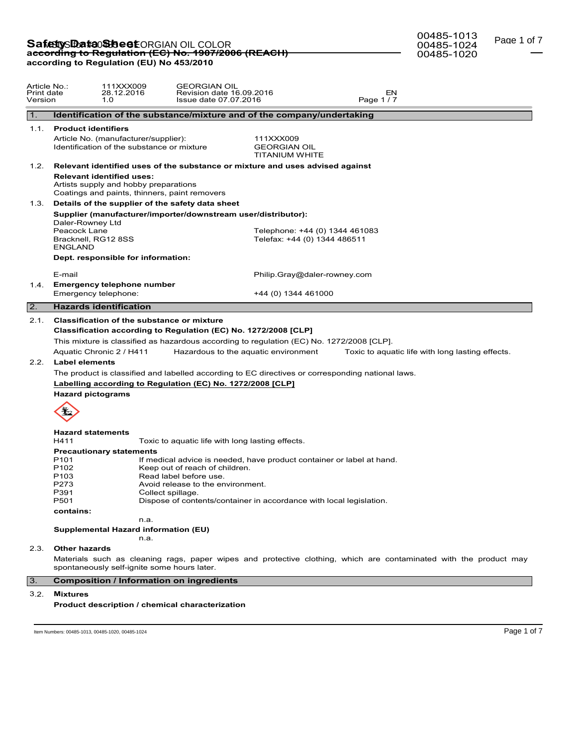# Safety Data Sheet
**according to Regulation (EC) No. 1907/2006 (REACH)**
**according to Regulation (EU) No 453/2010**

| Article No.: | 111XXX009 | GEORGIAN OIL | |
|---|---|---|---|
| Print date | 28.12.2016 | Revision date 16.09.2016 | EN |
| Version | 1.0 | Issue date 07.07.2016 | Page 1 / 7 |

## 1. Identification of the substance/mixture and of the company/undertaking

### 1.1. Product identifiers

Article No. (manufacturer/supplier): 111XXX009

Identification of the substance or mixture: GEORGIAN OIL TITANIUM WHITE

### 1.2. Relevant identified uses of the substance or mixture and uses advised against

**Relevant identified uses:**

Artists supply and hobby preparations

Coatings and paints, thinners, paint removers

### 1.3. Details of the supplier of the safety data sheet

**Supplier (manufacturer/importer/downstream user/distributor):**

Daler-Rowney Ltd
Peacock Lane
Bracknell, RG12 8SS
ENGLAND

Telephone: +44 (0) 1344 461083
Telefax: +44 (0) 1344 486511

**Dept. responsible for information:**

E-mail: Philip.Gray@daler-rowney.com

### 1.4. Emergency telephone number

Emergency telephone: +44 (0) 1344 461000

## 2. Hazards identification

### 2.1. Classification of the substance or mixture

**Classification according to Regulation (EC) No. 1272/2008 [CLP]**

This mixture is classified as hazardous according to regulation (EC) No. 1272/2008 [CLP].

Aquatic Chronic 2 / H411 — Hazardous to the aquatic environment — Toxic to aquatic life with long lasting effects.

### 2.2. Label elements

The product is classified and labelled according to EC directives or corresponding national laws.

**Labelling according to Regulation (EC) No. 1272/2008 [CLP]**

**Hazard pictograms**

**Hazard statements**

H411 Toxic to aquatic life with long lasting effects.

**Precautionary statements**

P101 If medical advice is needed, have product container or label at hand.
P102 Keep out of reach of children.
P103 Read label before use.
P273 Avoid release to the environment.
P391 Collect spillage.
P501 Dispose of contents/container in accordance with local legislation.

**contains:**

n.a.

**Supplemental Hazard information (EU)**

n.a.

### 2.3. Other hazards

Materials such as cleaning rags, paper wipes and protective clothing, which are contaminated with the product may spontaneously self-ignite some hours later.

## 3. Composition / Information on ingredients

### 3.2. Mixtures

**Product description / chemical characterization**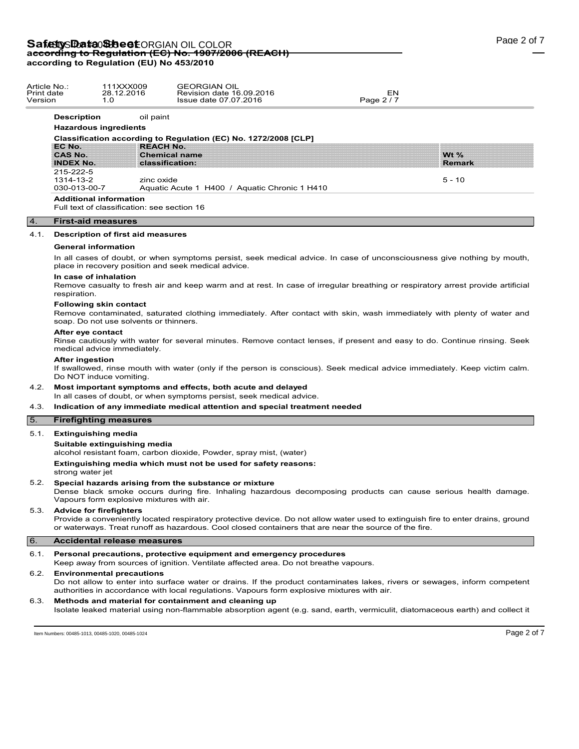**Description** oil paint

**Hazardous ingredients**

**Classification according to Regulation (EC) No. 1272/2008 [CLP]**

| EC No. / CAS No. / INDEX No. | REACH No. / Chemical name / classification: | Wt % / Remark |
|---|---|---|
| 215-222-5<br>1314-13-2<br>030-013-00-7 | zinc oxide<br>Aquatic Acute 1 H400 / Aquatic Chronic 1 H410 | 5 - 10 |

**Additional information**

Full text of classification: see section 16

## 4. First-aid measures

### 4.1. Description of first aid measures

**General information**

In all cases of doubt, or when symptoms persist, seek medical advice. In case of unconsciousness give nothing by mouth, place in recovery position and seek medical advice.

**In case of inhalation**

Remove casualty to fresh air and keep warm and at rest. In case of irregular breathing or respiratory arrest provide artificial respiration.

**Following skin contact**

Remove contaminated, saturated clothing immediately. After contact with skin, wash immediately with plenty of water and soap. Do not use solvents or thinners.

**After eye contact**

Rinse cautiously with water for several minutes. Remove contact lenses, if present and easy to do. Continue rinsing. Seek medical advice immediately.

**After ingestion**

If swallowed, rinse mouth with water (only if the person is conscious). Seek medical advice immediately. Keep victim calm. Do NOT induce vomiting.

### 4.2. Most important symptoms and effects, both acute and delayed

In all cases of doubt, or when symptoms persist, seek medical advice.

### 4.3. Indication of any immediate medical attention and special treatment needed

## 5. Firefighting measures

### 5.1. Extinguishing media

**Suitable extinguishing media**

alcohol resistant foam, carbon dioxide, Powder, spray mist, (water)

**Extinguishing media which must not be used for safety reasons:**

strong water jet

### 5.2. Special hazards arising from the substance or mixture

Dense black smoke occurs during fire. Inhaling hazardous decomposing products can cause serious health damage. Vapours form explosive mixtures with air.

### 5.3. Advice for firefighters

Provide a conveniently located respiratory protective device. Do not allow water used to extinguish fire to enter drains, ground or waterways. Treat runoff as hazardous. Cool closed containers that are near the source of the fire.

## 6. Accidental release measures

### 6.1. Personal precautions, protective equipment and emergency procedures

Keep away from sources of ignition. Ventilate affected area. Do not breathe vapours.

### 6.2. Environmental precautions

Do not allow to enter into surface water or drains. If the product contaminates lakes, rivers or sewages, inform competent authorities in accordance with local regulations. Vapours form explosive mixtures with air.

### 6.3. Methods and material for containment and cleaning up

Isolate leaked material using non-flammable absorption agent (e.g. sand, earth, vermiculit, diatomaceous earth) and collect it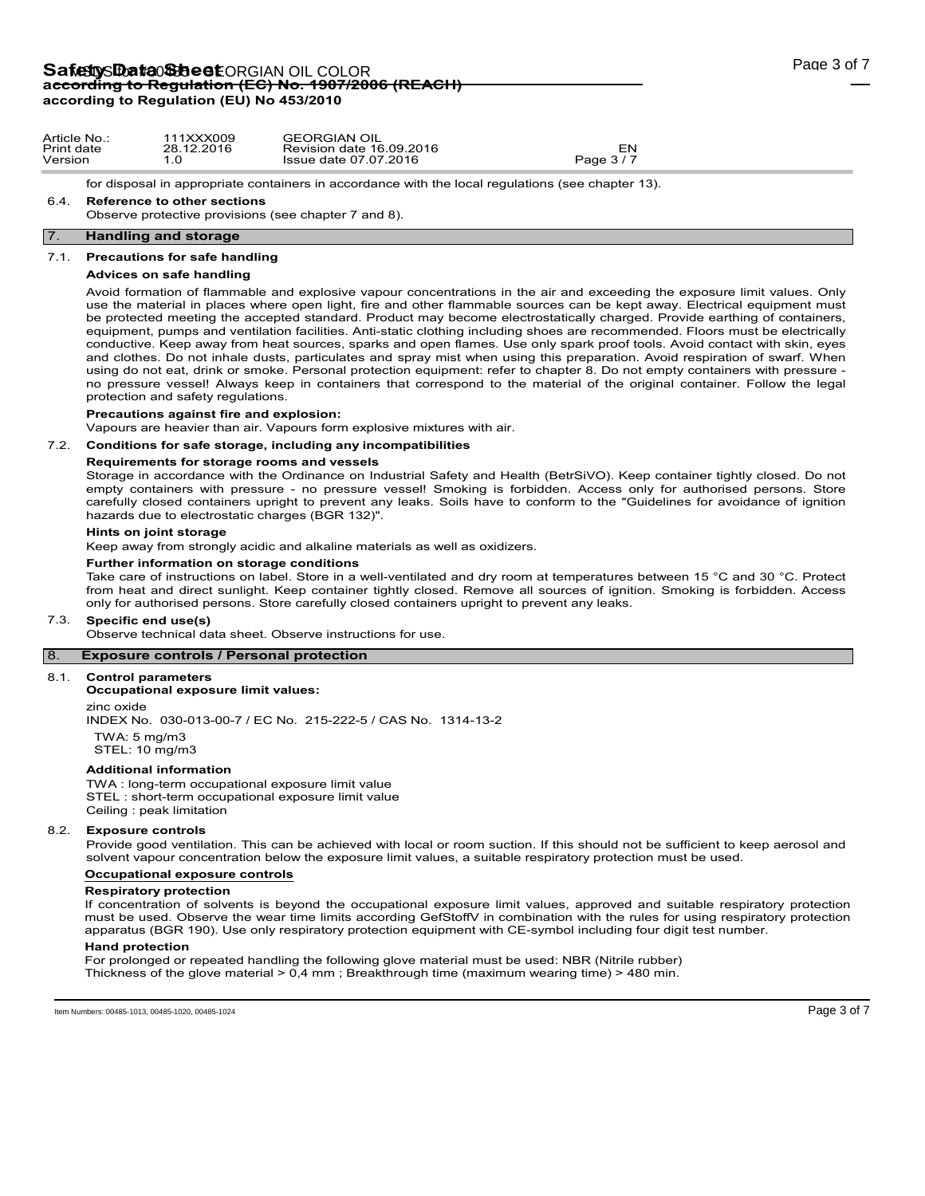for disposal in appropriate containers in accordance with the local regulations (see chapter 13).

### 6.4. Reference to other sections

Observe protective provisions (see chapter 7 and 8).

## 7. Handling and storage

### 7.1. Precautions for safe handling

**Advices on safe handling**

Avoid formation of flammable and explosive vapour concentrations in the air and exceeding the exposure limit values. Only use the material in places where open light, fire and other flammable sources can be kept away. Electrical equipment must be protected meeting the accepted standard. Product may become electrostatically charged. Provide earthing of containers, equipment, pumps and ventilation facilities. Anti-static clothing including shoes are recommended. Floors must be electrically conductive. Keep away from heat sources, sparks and open flames. Use only spark proof tools. Avoid contact with skin, eyes and clothes. Do not inhale dusts, particulates and spray mist when using this preparation. Avoid respiration of swarf. When using do not eat, drink or smoke. Personal protection equipment: refer to chapter 8. Do not empty containers with pressure - no pressure vessel! Always keep in containers that correspond to the material of the original container. Follow the legal protection and safety regulations.

**Precautions against fire and explosion:**

Vapours are heavier than air. Vapours form explosive mixtures with air.

### 7.2. Conditions for safe storage, including any incompatibilities

**Requirements for storage rooms and vessels**

Storage in accordance with the Ordinance on Industrial Safety and Health (BetrSiVO). Keep container tightly closed. Do not empty containers with pressure - no pressure vessel! Smoking is forbidden. Access only for authorised persons. Store carefully closed containers upright to prevent any leaks. Soils have to conform to the "Guidelines for avoidance of ignition hazards due to electrostatic charges (BGR 132)".

**Hints on joint storage**

Keep away from strongly acidic and alkaline materials as well as oxidizers.

**Further information on storage conditions**

Take care of instructions on label. Store in a well-ventilated and dry room at temperatures between 15 °C and 30 °C. Protect from heat and direct sunlight. Keep container tightly closed. Remove all sources of ignition. Smoking is forbidden. Access only for authorised persons. Store carefully closed containers upright to prevent any leaks.

### 7.3. Specific end use(s)

Observe technical data sheet. Observe instructions for use.

## 8. Exposure controls / Personal protection

### 8.1. Control parameters

**Occupational exposure limit values:**

zinc oxide
INDEX No. 030-013-00-7 / EC No. 215-222-5 / CAS No. 1314-13-2

TWA: 5 mg/m3
STEL: 10 mg/m3

**Additional information**

TWA : long-term occupational exposure limit value
STEL : short-term occupational exposure limit value
Ceiling : peak limitation

### 8.2. Exposure controls

Provide good ventilation. This can be achieved with local or room suction. If this should not be sufficient to keep aerosol and solvent vapour concentration below the exposure limit values, a suitable respiratory protection must be used.

**Occupational exposure controls**

**Respiratory protection**

If concentration of solvents is beyond the occupational exposure limit values, approved and suitable respiratory protection must be used. Observe the wear time limits according GefStoffV in combination with the rules for using respiratory protection apparatus (BGR 190). Use only respiratory protection equipment with CE-symbol including four digit test number.

**Hand protection**

For prolonged or repeated handling the following glove material must be used: NBR (Nitrile rubber)
Thickness of the glove material > 0,4 mm ; Breakthrough time (maximum wearing time) > 480 min.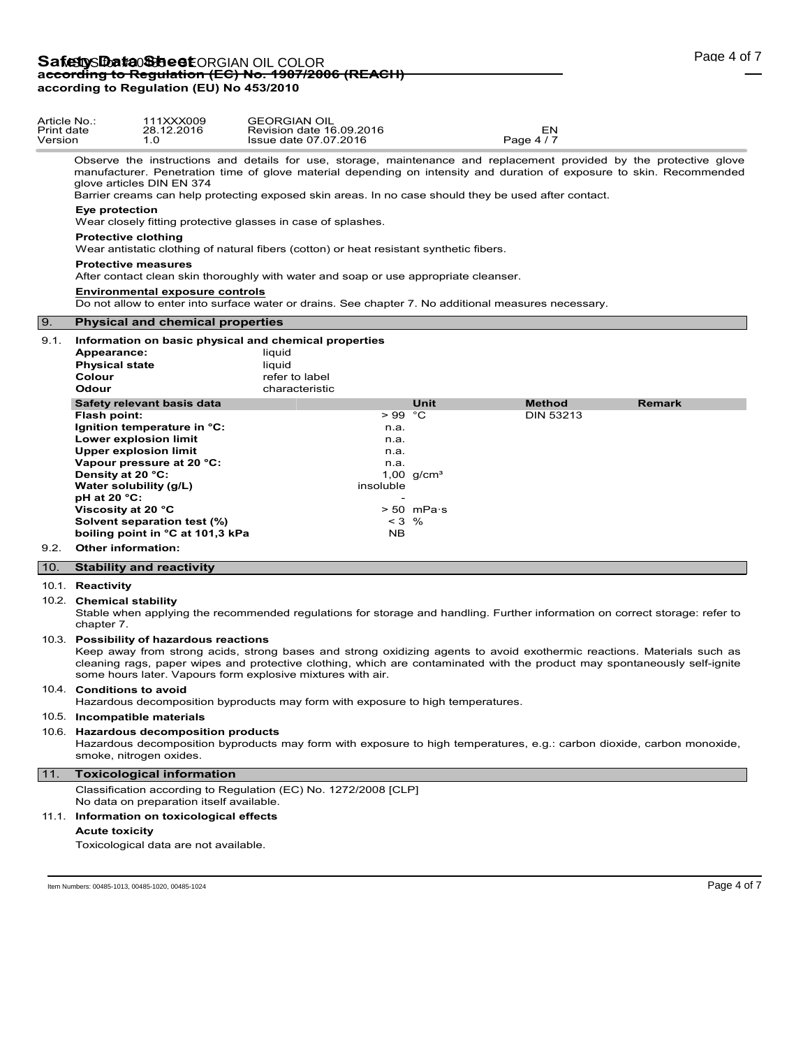Observe the instructions and details for use, storage, maintenance and replacement provided by the protective glove manufacturer. Penetration time of glove material depending on intensity and duration of exposure to skin. Recommended glove articles DIN EN 374

Barrier creams can help protecting exposed skin areas. In no case should they be used after contact.

**Eye protection**

Wear closely fitting protective glasses in case of splashes.

**Protective clothing**

Wear antistatic clothing of natural fibers (cotton) or heat resistant synthetic fibers.

**Protective measures**

After contact clean skin thoroughly with water and soap or use appropriate cleanser.

**Environmental exposure controls**

Do not allow to enter into surface water or drains. See chapter 7. No additional measures necessary.

## 9. Physical and chemical properties

### 9.1. Information on basic physical and chemical properties

| | |
|---|---|
| **Appearance:** | liquid |
| **Physical state** | liquid |
| **Colour** | refer to label |
| **Odour** | characteristic |

| Safety relevant basis data | | Unit | Method | Remark |
|---|---|---|---|---|
| **Flash point:** | > 99 | °C | DIN 53213 | |
| **Ignition temperature in °C:** | n.a. | | | |
| **Lower explosion limit** | n.a. | | | |
| **Upper explosion limit** | n.a. | | | |
| **Vapour pressure at 20 °C:** | n.a. | | | |
| **Density at 20 °C:** | 1,00 | g/cm³ | | |
| **Water solubility (g/L)** | insoluble | | | |
| **pH at 20 °C:** | - | | | |
| **Viscosity at 20 °C** | > 50 | mPa·s | | |
| **Solvent separation test (%)** | < 3 | % | | |
| **boiling point in °C at 101,3 kPa** | NB | | | |

### 9.2. Other information:

## 10. Stability and reactivity

### 10.1. Reactivity

### 10.2. Chemical stability

Stable when applying the recommended regulations for storage and handling. Further information on correct storage: refer to chapter 7.

### 10.3. Possibility of hazardous reactions

Keep away from strong acids, strong bases and strong oxidizing agents to avoid exothermic reactions. Materials such as cleaning rags, paper wipes and protective clothing, which are contaminated with the product may spontaneously self-ignite some hours later. Vapours form explosive mixtures with air.

### 10.4. Conditions to avoid

Hazardous decomposition byproducts may form with exposure to high temperatures.

### 10.5. Incompatible materials

### 10.6. Hazardous decomposition products

Hazardous decomposition byproducts may form with exposure to high temperatures, e.g.: carbon dioxide, carbon monoxide, smoke, nitrogen oxides.

## 11. Toxicological information

Classification according to Regulation (EC) No. 1272/2008 [CLP]
No data on preparation itself available.

### 11.1. Information on toxicological effects

**Acute toxicity**

Toxicological data are not available.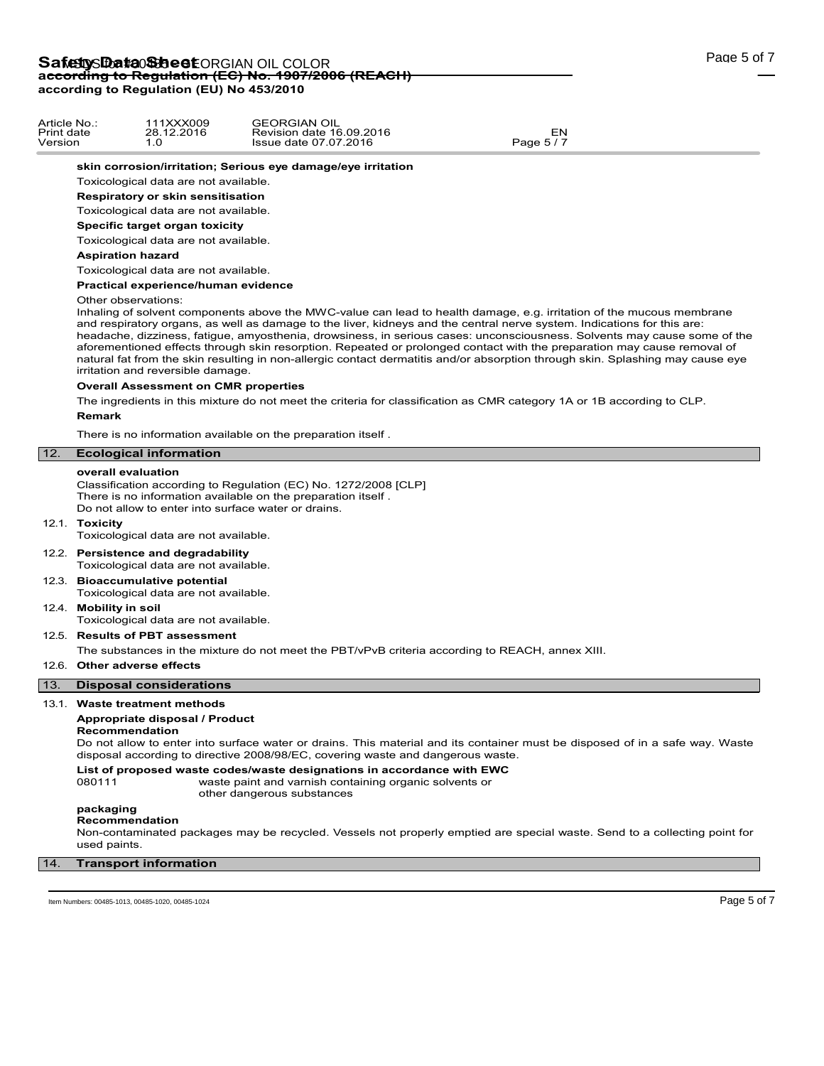**skin corrosion/irritation; Serious eye damage/eye irritation**

Toxicological data are not available.

**Respiratory or skin sensitisation**

Toxicological data are not available.

**Specific target organ toxicity**

Toxicological data are not available.

**Aspiration hazard**

Toxicological data are not available.

**Practical experience/human evidence**

Other observations:

Inhaling of solvent components above the MWC-value can lead to health damage, e.g. irritation of the mucous membrane and respiratory organs, as well as damage to the liver, kidneys and the central nerve system. Indications for this are: headache, dizziness, fatigue, amyosthenia, drowsiness, in serious cases: unconsciousness. Solvents may cause some of the aforementioned effects through skin resorption. Repeated or prolonged contact with the preparation may cause removal of natural fat from the skin resulting in non-allergic contact dermatitis and/or absorption through skin. Splashing may cause eye irritation and reversible damage.

**Overall Assessment on CMR properties**

The ingredients in this mixture do not meet the criteria for classification as CMR category 1A or 1B according to CLP.

**Remark**

There is no information available on the preparation itself .

## 12. Ecological information

**overall evaluation**

Classification according to Regulation (EC) No. 1272/2008 [CLP]
There is no information available on the preparation itself .
Do not allow to enter into surface water or drains.

### 12.1. Toxicity

Toxicological data are not available.

### 12.2. Persistence and degradability

Toxicological data are not available.

### 12.3. Bioaccumulative potential

Toxicological data are not available.

### 12.4. Mobility in soil

Toxicological data are not available.

### 12.5. Results of PBT assessment

The substances in the mixture do not meet the PBT/vPvB criteria according to REACH, annex XIII.

### 12.6. Other adverse effects

## 13. Disposal considerations

### 13.1. Waste treatment methods

**Appropriate disposal / Product**

**Recommendation**

Do not allow to enter into surface water or drains. This material and its container must be disposed of in a safe way. Waste disposal according to directive 2008/98/EC, covering waste and dangerous waste.

**List of proposed waste codes/waste designations in accordance with EWC**

080111 waste paint and varnish containing organic solvents or other dangerous substances

**packaging**

**Recommendation**

Non-contaminated packages may be recycled. Vessels not properly emptied are special waste. Send to a collecting point for used paints.

## 14. Transport information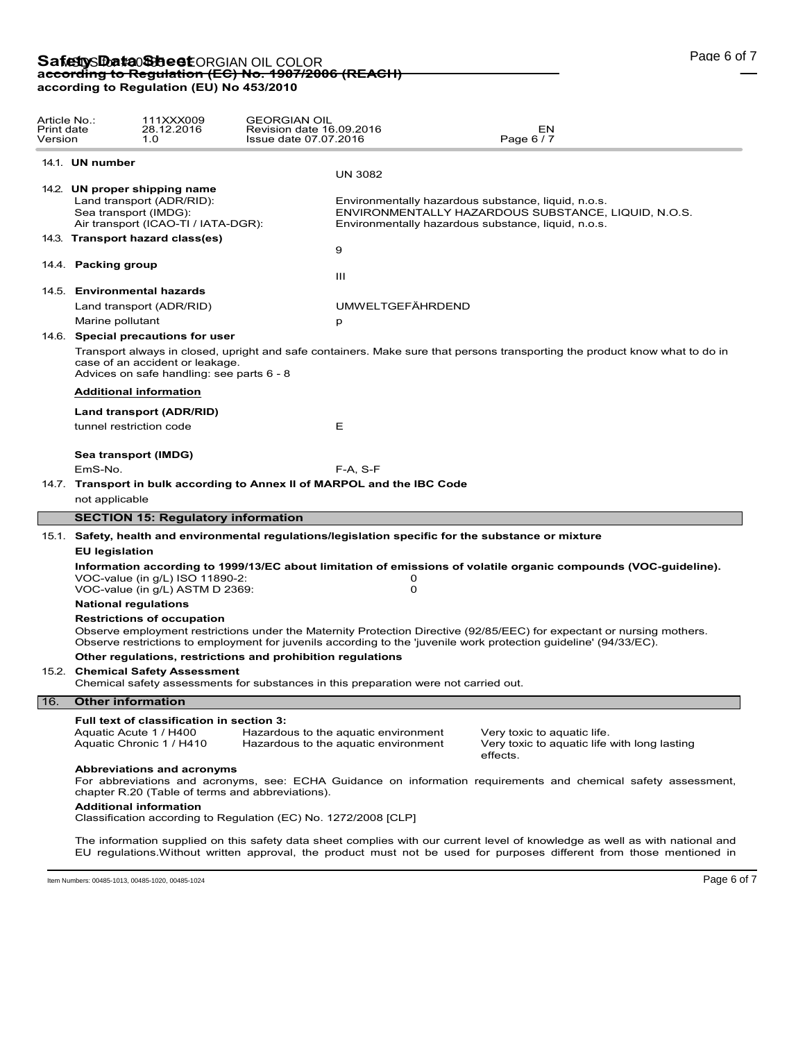14.1. **UN number**

UN 3082

14.2. **UN proper shipping name**

| | |
|---|---|
| Land transport (ADR/RID): | Environmentally hazardous substance, liquid, n.o.s. |
| Sea transport (IMDG): | ENVIRONMENTALLY HAZARDOUS SUBSTANCE, LIQUID, N.O.S. |
| Air transport (ICAO-TI / IATA-DGR): | Environmentally hazardous substance, liquid, n.o.s. |

14.3. **Transport hazard class(es)**

9

14.4. **Packing group**

III

14.5. **Environmental hazards**

| | |
|---|---|
| Land transport (ADR/RID) | UMWELTGEFÄHRDEND |
| Marine pollutant | p |

14.6. **Special precautions for user**

Transport always in closed, upright and safe containers. Make sure that persons transporting the product know what to do in case of an accident or leakage.
Advices on safe handling: see parts 6 - 8

**Additional information**

**Land transport (ADR/RID)**

| | |
|---|---|
| tunnel restriction code | E |

**Sea transport (IMDG)**

| | |
|---|---|
| EmS-No. | F-A, S-F |

14.7. **Transport in bulk according to Annex II of MARPOL and the IBC Code**

not applicable

## SECTION 15: Regulatory information

15.1. **Safety, health and environmental regulations/legislation specific for the substance or mixture**

**EU legislation**

**Information according to 1999/13/EC about limitation of emissions of volatile organic compounds (VOC-guideline).**

| | |
|---|---|
| VOC-value (in g/L) ISO 11890-2: | 0 |
| VOC-value (in g/L) ASTM D 2369: | 0 |

**National regulations**

**Restrictions of occupation**

Observe employment restrictions under the Maternity Protection Directive (92/85/EEC) for expectant or nursing mothers.
Observe restrictions to employment for juvenils according to the 'juvenile work protection guideline' (94/33/EC).

**Other regulations, restrictions and prohibition regulations**

15.2. **Chemical Safety Assessment**

Chemical safety assessments for substances in this preparation were not carried out.

## 16. Other information

**Full text of classification in section 3:**

| | | |
|---|---|---|
| Aquatic Acute 1 / H400 | Hazardous to the aquatic environment | Very toxic to aquatic life. |
| Aquatic Chronic 1 / H410 | Hazardous to the aquatic environment | Very toxic to aquatic life with long lasting effects. |

**Abbreviations and acronyms**

For abbreviations and acronyms, see: ECHA Guidance on information requirements and chemical safety assessment, chapter R.20 (Table of terms and abbreviations).

**Additional information**

Classification according to Regulation (EC) No. 1272/2008 [CLP]

The information supplied on this safety data sheet complies with our current level of knowledge as well as with national and EU regulations.Without written approval, the product must not be used for purposes different from those mentioned in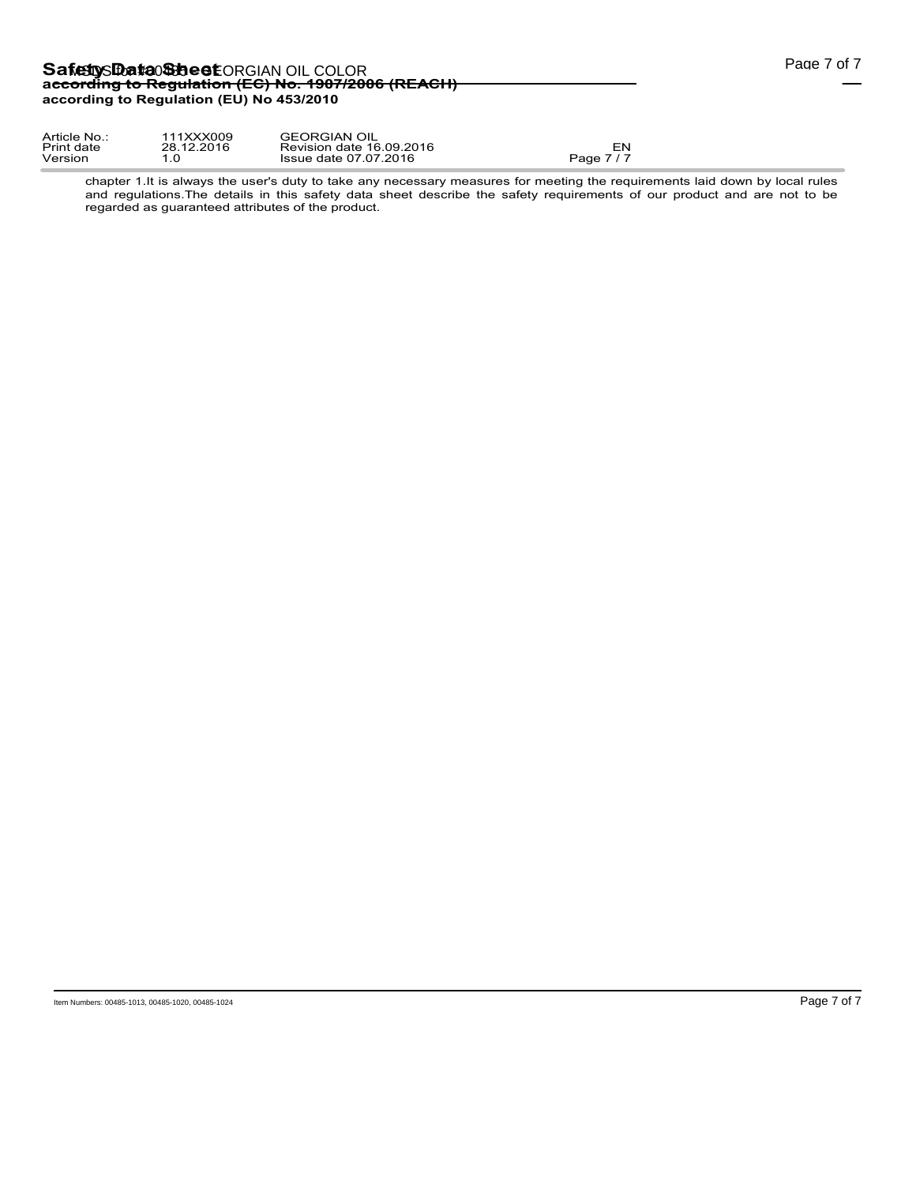chapter 1.It is always the user's duty to take any necessary measures for meeting the requirements laid down by local rules and regulations.The details in this safety data sheet describe the safety requirements of our product and are not to be regarded as guaranteed attributes of the product.